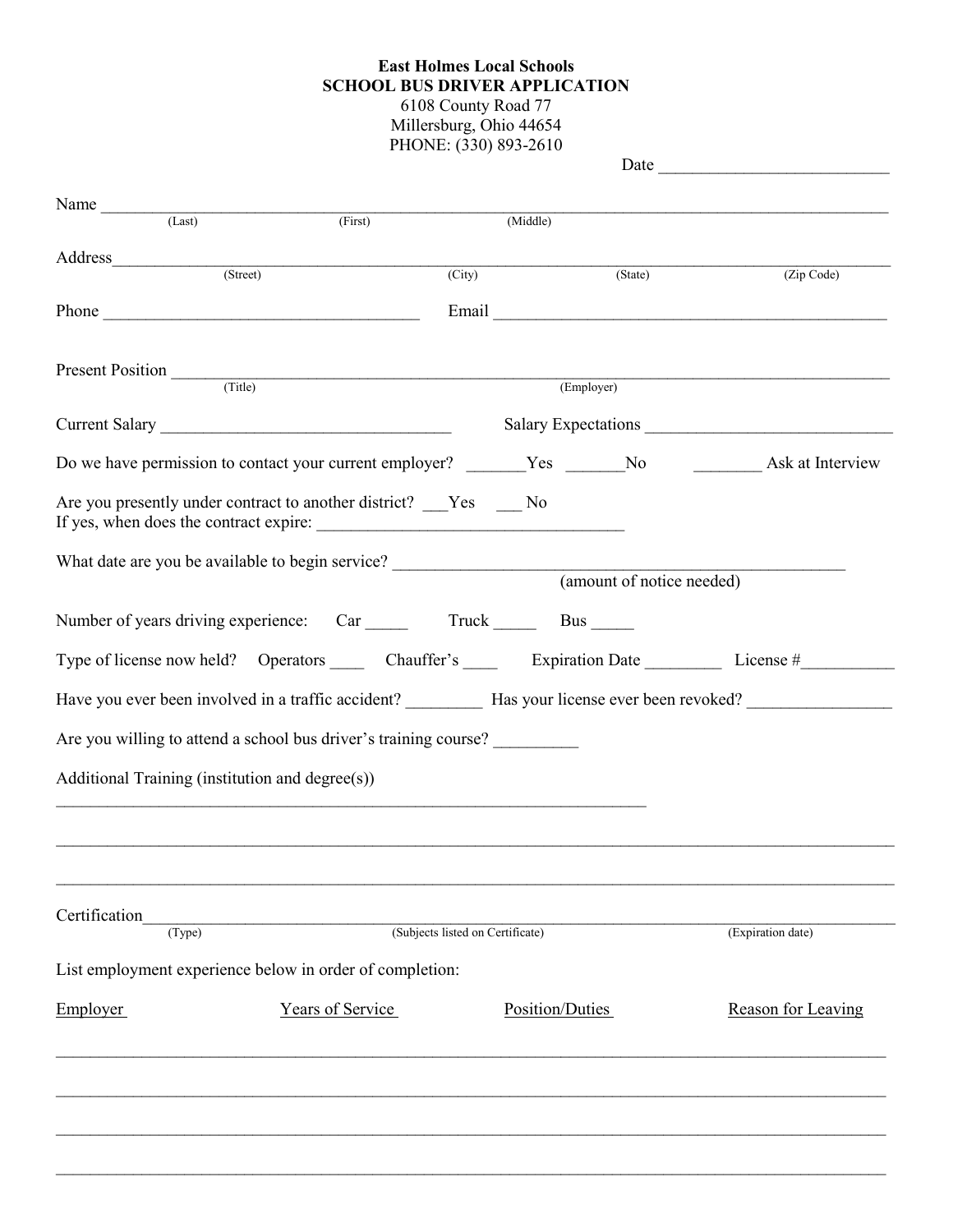**East Holmes Local Schools**
**SCHOOL BUS DRIVER APPLICATION**
6108 County Road 77
Millersburg, Ohio 44654
PHONE: (330) 893-2610

Date ___________________________

Name ___________________________________________________________________________________
(Last) (First) (Middle)

Address_________________________________________________________________________________
(Street) (City) (State) (Zip Code)

Phone _____________________________________ Email ______________________________________________

Present Position ____________________________________________________________________________
(Title) (Employer)

Current Salary __________________________________ Salary Expectations _____________________________

Do we have permission to contact your current employer? _______Yes _______No ________ Ask at Interview

Are you presently under contract to another district? ___Yes ___ No
If yes, when does the contract expire: ___________________________________

What date are you be available to begin service? _____________________________________________________
(amount of notice needed)

Number of years driving experience: Car _____ Truck _____ Bus _____

Type of license now held? Operators ____ Chauffer's ____ Expiration Date _________ License #__________

Have you ever been involved in a traffic accident? _________ Has your license ever been revoked? ________________

Are you willing to attend a school bus driver's training course? __________

Additional Training (institution and degree(s))

_________________________________________________________________________

_____________________________________________________________________________________________

_____________________________________________________________________________________________

Certification____________________________________________________________________________________
(Type) (Subjects listed on Certificate) (Expiration date)

List employment experience below in order of completion:

| Employer | Years of Service | Position/Duties | Reason for Leaving |
|---|---|---|---|
| | | | |
| | | | |
| | | | |
| | | | |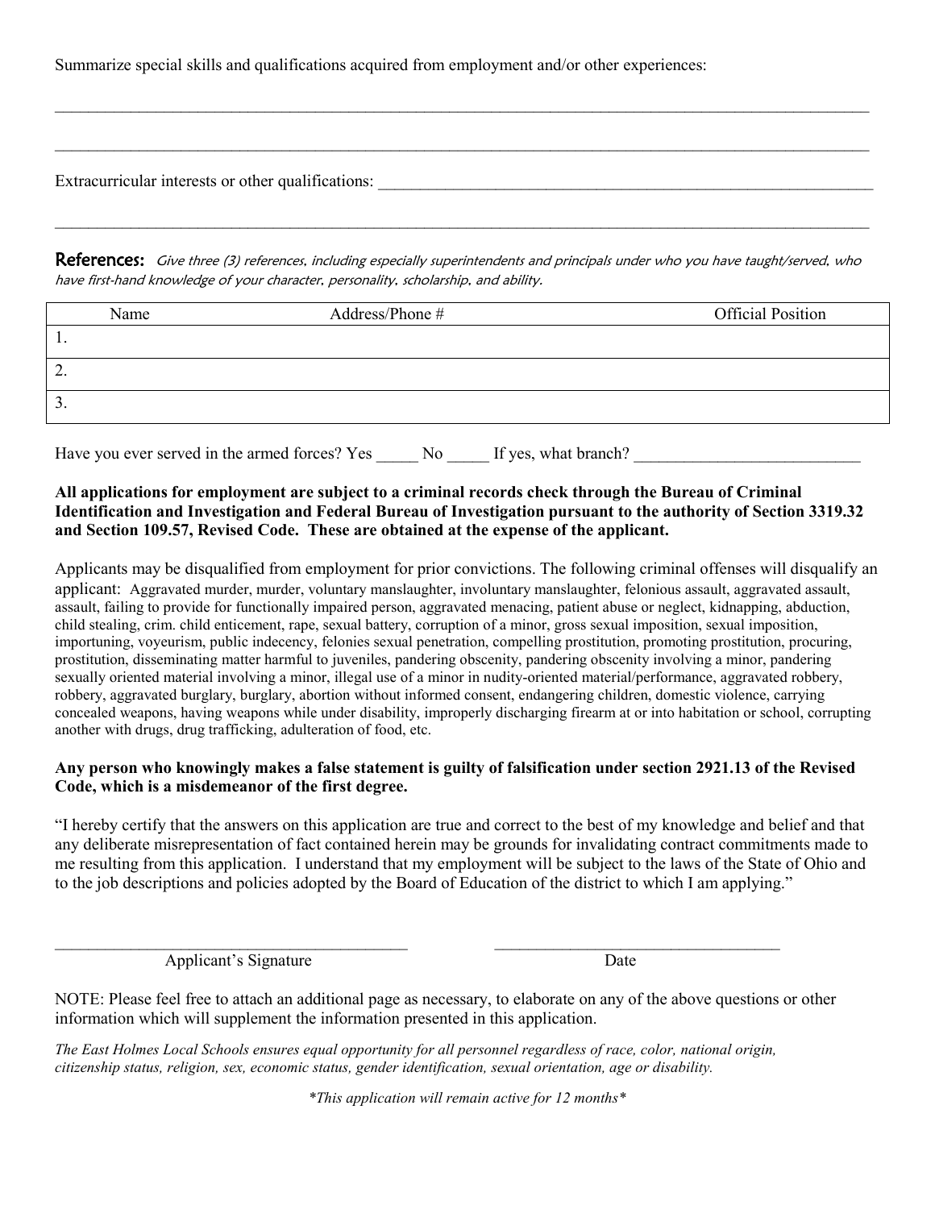Summarize special skills and qualifications acquired from employment and/or other experiences:

\_\_\_\_\_\_\_\_\_\_\_\_\_\_\_\_\_\_\_\_\_\_\_\_\_\_\_\_\_\_\_\_\_\_\_\_\_\_\_\_\_\_\_\_\_\_\_\_\_\_\_\_\_\_\_\_\_\_\_\_\_\_\_\_\_\_\_\_\_\_\_\_\_\_\_\_\_\_

\_\_\_\_\_\_\_\_\_\_\_\_\_\_\_\_\_\_\_\_\_\_\_\_\_\_\_\_\_\_\_\_\_\_\_\_\_\_\_\_\_\_\_\_\_\_\_\_\_\_\_\_\_\_\_\_\_\_\_\_\_\_\_\_\_\_\_\_\_\_\_\_\_\_\_\_\_\_

Extracurricular interests or other qualifications: \_\_\_\_\_\_\_\_\_\_\_\_\_\_\_\_\_\_\_\_\_\_\_\_\_\_\_\_\_\_\_\_\_\_\_\_\_\_\_\_\_\_\_\_\_\_\_\_

\_\_\_\_\_\_\_\_\_\_\_\_\_\_\_\_\_\_\_\_\_\_\_\_\_\_\_\_\_\_\_\_\_\_\_\_\_\_\_\_\_\_\_\_\_\_\_\_\_\_\_\_\_\_\_\_\_\_\_\_\_\_\_\_\_\_\_\_\_\_\_\_\_\_\_\_\_\_

**References:** *Give three (3) references, including especially superintendents and principals under who you have taught/served, who have first-hand knowledge of your character, personality, scholarship, and ability.*

| Name | Address/Phone # | Official Position |
|---|---|---|
| 1. | | |
| 2. | | |
| 3. | | |

Have you ever served in the armed forces? Yes \_\_\_\_\_ No \_\_\_\_\_ If yes, what branch? \_\_\_\_\_\_\_\_\_\_\_\_\_\_\_\_\_\_\_\_\_\_\_\_\_\_\_

**All applications for employment are subject to a criminal records check through the Bureau of Criminal Identification and Investigation and Federal Bureau of Investigation pursuant to the authority of Section 3319.32 and Section 109.57, Revised Code. These are obtained at the expense of the applicant.**

Applicants may be disqualified from employment for prior convictions. The following criminal offenses will disqualify an applicant: Aggravated murder, murder, voluntary manslaughter, involuntary manslaughter, felonious assault, aggravated assault, assault, failing to provide for functionally impaired person, aggravated menacing, patient abuse or neglect, kidnapping, abduction, child stealing, crim. child enticement, rape, sexual battery, corruption of a minor, gross sexual imposition, sexual imposition, importuning, voyeurism, public indecency, felonies sexual penetration, compelling prostitution, promoting prostitution, procuring, prostitution, disseminating matter harmful to juveniles, pandering obscenity, pandering obscenity involving a minor, pandering sexually oriented material involving a minor, illegal use of a minor in nudity-oriented material/performance, aggravated robbery, robbery, aggravated burglary, burglary, abortion without informed consent, endangering children, domestic violence, carrying concealed weapons, having weapons while under disability, improperly discharging firearm at or into habitation or school, corrupting another with drugs, drug trafficking, adulteration of food, etc.

**Any person who knowingly makes a false statement is guilty of falsification under section 2921.13 of the Revised Code, which is a misdemeanor of the first degree.**

"I hereby certify that the answers on this application are true and correct to the best of my knowledge and belief and that any deliberate misrepresentation of fact contained herein may be grounds for invalidating contract commitments made to me resulting from this application. I understand that my employment will be subject to the laws of the State of Ohio and to the job descriptions and policies adopted by the Board of Education of the district to which I am applying."

\_\_\_\_\_\_\_\_\_\_\_\_\_\_\_\_\_\_\_\_\_\_\_\_\_\_\_\_\_\_\_\_\_\_\_\_ \_\_\_\_\_\_\_\_\_\_\_\_\_\_\_\_\_\_\_\_\_\_\_\_\_\_\_\_\_\_
Applicant's Signature Date

NOTE: Please feel free to attach an additional page as necessary, to elaborate on any of the above questions or other information which will supplement the information presented in this application.

*The East Holmes Local Schools ensures equal opportunity for all personnel regardless of race, color, national origin, citizenship status, religion, sex, economic status, gender identification, sexual orientation, age or disability.*

*\*This application will remain active for 12 months\**